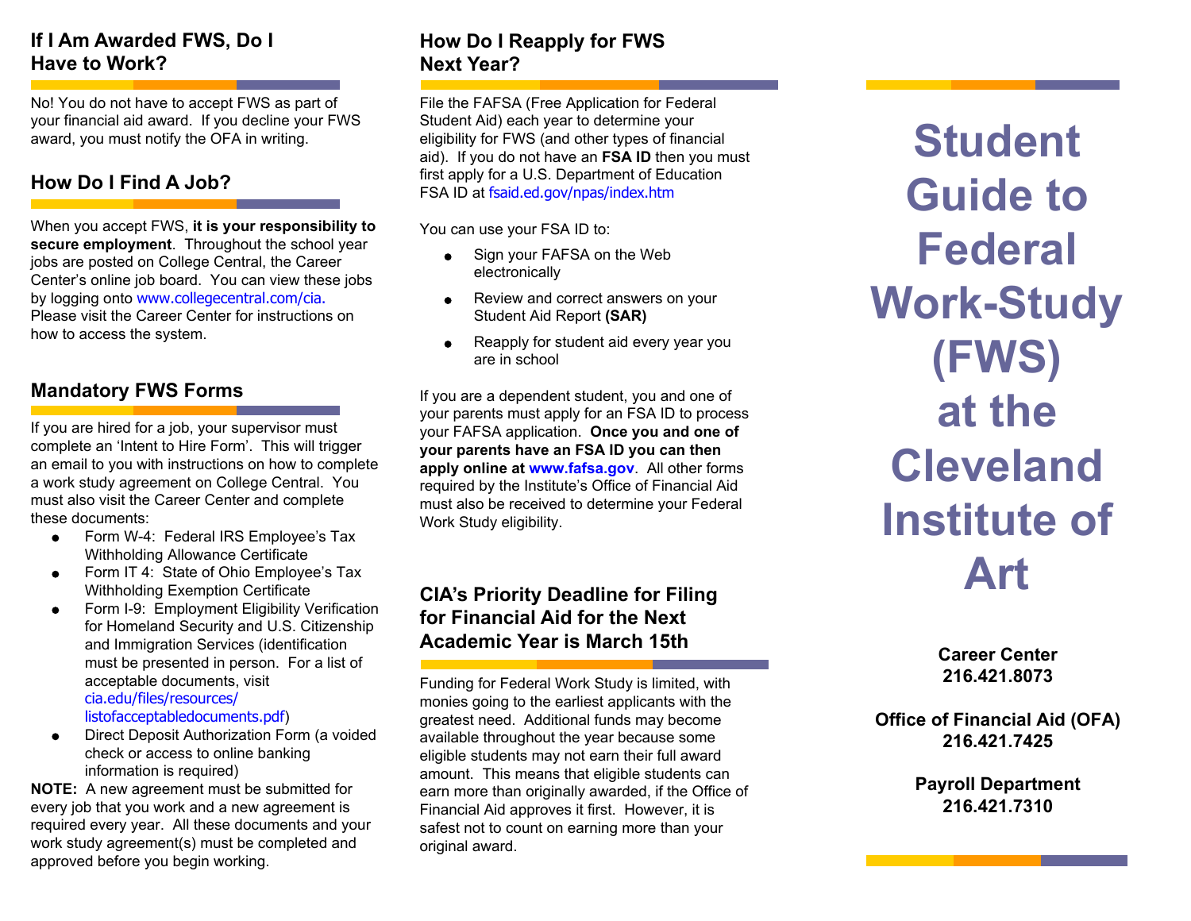## If I Am Awarded FWS, Do I Have to Work?

No! You do not have to accept FWS as part of your financial aid award. If you decline your FWS award, you must notify the OFA in writing.

## How Do I Find A Job?

When you accept FWS, **it is your responsibility to secure employment**. Throughout the school year jobs are posted on College Central, the Career Center's online job board. You can view these jobs by logging onto www.collegecentral.com/cia. Please visit the Career Center for instructions on how to access the system.

## Mandatory FWS Forms

If you are hired for a job, your supervisor must complete an 'Intent to Hire Form'. This will trigger an email to you with instructions on how to complete a work study agreement on College Central. You must also visit the Career Center and complete these documents:

- Form W-4: Federal IRS Employee's Tax Withholding Allowance Certificate
- Form IT 4: State of Ohio Employee's Tax Withholding Exemption Certificate
- Form I-9: Employment Eligibility Verification for Homeland Security and U.S. Citizenship and Immigration Services (identification must be presented in person. For a list of acceptable documents, visit cia.edu/files/resources/listofacceptabledocuments.pdf)
- Direct Deposit Authorization Form (a voided check or access to online banking information is required)

**NOTE:** A new agreement must be submitted for every job that you work and a new agreement is required every year. All these documents and your work study agreement(s) must be completed and approved before you begin working.

## How Do I Reapply for FWS Next Year?

File the FAFSA (Free Application for Federal Student Aid) each year to determine your eligibility for FWS (and other types of financial aid). If you do not have an **FSA ID** then you must first apply for a U.S. Department of Education FSA ID at fsaid.ed.gov/npas/index.htm

You can use your FSA ID to:

- Sign your FAFSA on the Web electronically
- Review and correct answers on your Student Aid Report **(SAR)**
- Reapply for student aid every year you are in school

If you are a dependent student, you and one of your parents must apply for an FSA ID to process your FAFSA application. **Once you and one of your parents have an FSA ID you can then apply online at www.fafsa.gov**. All other forms required by the Institute's Office of Financial Aid must also be received to determine your Federal Work Study eligibility.

## CIA's Priority Deadline for Filing for Financial Aid for the Next Academic Year is March 15th

Funding for Federal Work Study is limited, with monies going to the earliest applicants with the greatest need. Additional funds may become available throughout the year because some eligible students may not earn their full award amount. This means that eligible students can earn more than originally awarded, if the Office of Financial Aid approves it first. However, it is safest not to count on earning more than your original award.

# Student Guide to Federal Work-Study (FWS) at the Cleveland Institute of Art

**Career Center**
**216.421.8073**

**Office of Financial Aid (OFA)**
**216.421.7425**

**Payroll Department**
**216.421.7310**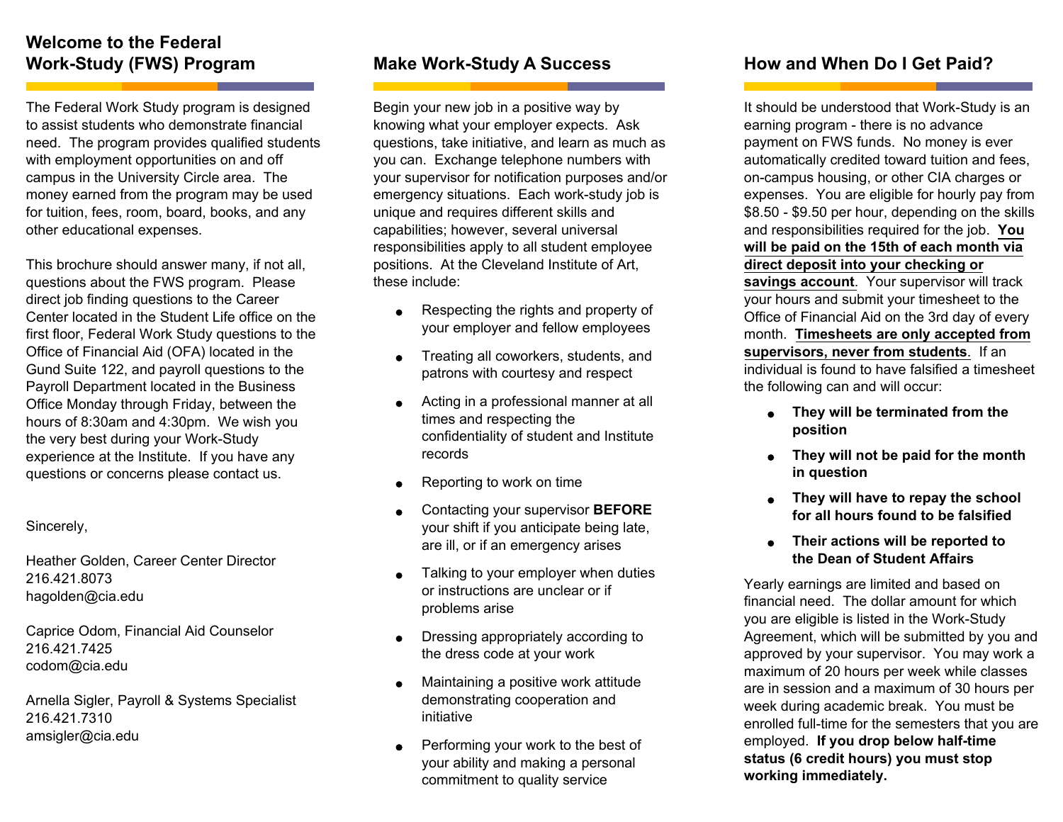## Welcome to the Federal Work-Study (FWS) Program

The Federal Work Study program is designed to assist students who demonstrate financial need. The program provides qualified students with employment opportunities on and off campus in the University Circle area. The money earned from the program may be used for tuition, fees, room, board, books, and any other educational expenses.

This brochure should answer many, if not all, questions about the FWS program. Please direct job finding questions to the Career Center located in the Student Life office on the first floor, Federal Work Study questions to the Office of Financial Aid (OFA) located in the Gund Suite 122, and payroll questions to the Payroll Department located in the Business Office Monday through Friday, between the hours of 8:30am and 4:30pm. We wish you the very best during your Work-Study experience at the Institute. If you have any questions or concerns please contact us.

Sincerely,

Heather Golden, Career Center Director
216.421.8073
hagolden@cia.edu

Caprice Odom, Financial Aid Counselor
216.421.7425
codom@cia.edu

Arnella Sigler, Payroll & Systems Specialist
216.421.7310
amsigler@cia.edu

## Make Work-Study A Success

Begin your new job in a positive way by knowing what your employer expects. Ask questions, take initiative, and learn as much as you can. Exchange telephone numbers with your supervisor for notification purposes and/or emergency situations. Each work-study job is unique and requires different skills and capabilities; however, several universal responsibilities apply to all student employee positions. At the Cleveland Institute of Art, these include:

- Respecting the rights and property of your employer and fellow employees
- Treating all coworkers, students, and patrons with courtesy and respect
- Acting in a professional manner at all times and respecting the confidentiality of student and Institute records
- Reporting to work on time
- Contacting your supervisor **BEFORE** your shift if you anticipate being late, are ill, or if an emergency arises
- Talking to your employer when duties or instructions are unclear or if problems arise
- Dressing appropriately according to the dress code at your work
- Maintaining a positive work attitude demonstrating cooperation and initiative
- Performing your work to the best of your ability and making a personal commitment to quality service

## How and When Do I Get Paid?

It should be understood that Work-Study is an earning program - there is no advance payment on FWS funds. No money is ever automatically credited toward tuition and fees, on-campus housing, or other CIA charges or expenses. You are eligible for hourly pay from $8.50 - $9.50 per hour, depending on the skills and responsibilities required for the job. **You will be paid on the 15th of each month via direct deposit into your checking or savings account**. Your supervisor will track your hours and submit your timesheet to the Office of Financial Aid on the 3rd day of every month. **Timesheets are only accepted from supervisors, never from students**. If an individual is found to have falsified a timesheet the following can and will occur:

- **They will be terminated from the position**
- **They will not be paid for the month in question**
- **They will have to repay the school for all hours found to be falsified**
- **Their actions will be reported to the Dean of Student Affairs**

Yearly earnings are limited and based on financial need. The dollar amount for which you are eligible is listed in the Work-Study Agreement, which will be submitted by you and approved by your supervisor. You may work a maximum of 20 hours per week while classes are in session and a maximum of 30 hours per week during academic break. You must be enrolled full-time for the semesters that you are employed. **If you drop below half-time status (6 credit hours) you must stop working immediately.**